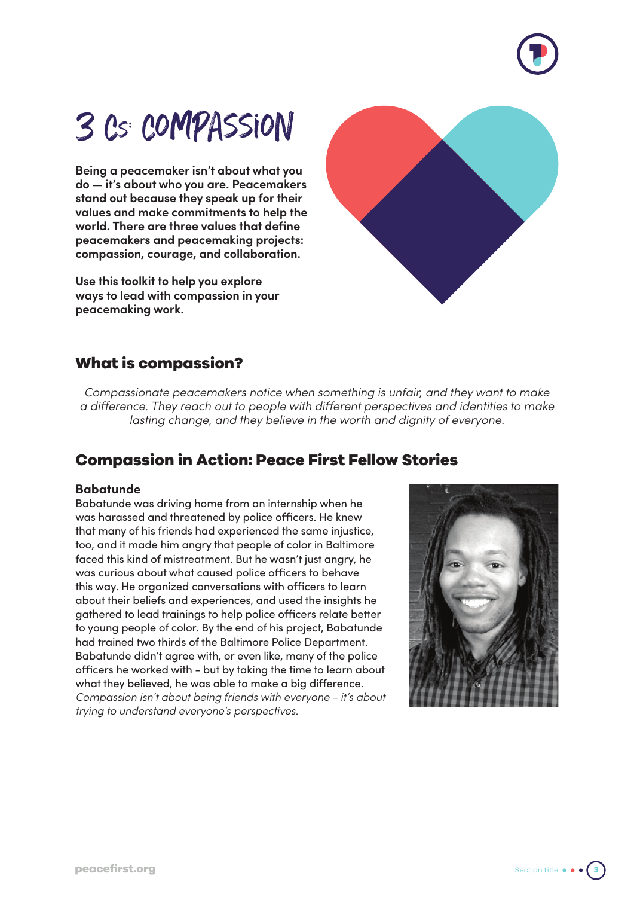# 3 Cs: COMPASSION

**Being a peacemaker isn't about what you do — it's about who you are. Peacemakers stand out because they speak up for their values and make commitments to help the world. There are three values that define peacemakers and peacemaking projects: compassion, courage, and collaboration.**

**Use this toolkit to help you explore ways to lead with compassion in your peacemaking work.**

## What is compassion?

*Compassionate peacemakers notice when something is unfair, and they want to make a difference. They reach out to people with different perspectives and identities to make lasting change, and they believe in the worth and dignity of everyone.*

## Compassion in Action: Peace First Fellow Stories

**Babatunde**

Babatunde was driving home from an internship when he was harassed and threatened by police officers. He knew that many of his friends had experienced the same injustice, too, and it made him angry that people of color in Baltimore faced this kind of mistreatment. But he wasn't just angry, he was curious about what caused police officers to behave this way. He organized conversations with officers to learn about their beliefs and experiences, and used the insights he gathered to lead trainings to help police officers relate better to young people of color. By the end of his project, Babatunde had trained two thirds of the Baltimore Police Department. Babatunde didn't agree with, or even like, many of the police officers he worked with - but by taking the time to learn about what they believed, he was able to make a big difference. *Compassion isn't about being friends with everyone - it's about trying to understand everyone's perspectives.*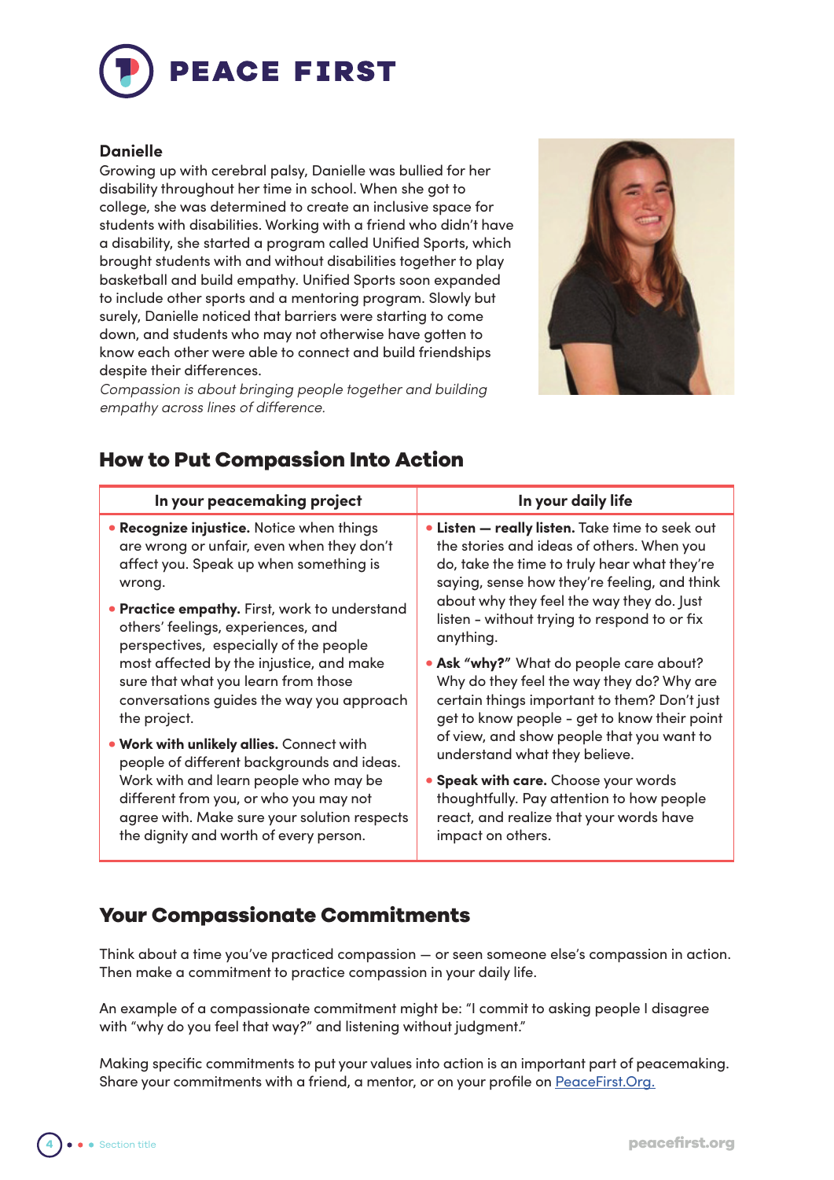**Danielle**

Growing up with cerebral palsy, Danielle was bullied for her disability throughout her time in school. When she got to college, she was determined to create an inclusive space for students with disabilities. Working with a friend who didn't have a disability, she started a program called Unified Sports, which brought students with and without disabilities together to play basketball and build empathy. Unified Sports soon expanded to include other sports and a mentoring program. Slowly but surely, Danielle noticed that barriers were starting to come down, and students who may not otherwise have gotten to know each other were able to connect and build friendships despite their differences.

*Compassion is about bringing people together and building empathy across lines of difference.*

## How to Put Compassion Into Action

| In your peacemaking project | In your daily life |
|---|---|
| • **Recognize injustice.** Notice when things are wrong or unfair, even when they don't affect you. Speak up when something is wrong.<br><br>• **Practice empathy.** First, work to understand others' feelings, experiences, and perspectives, especially of the people most affected by the injustice, and make sure that what you learn from those conversations guides the way you approach the project.<br><br>• **Work with unlikely allies.** Connect with people of different backgrounds and ideas. Work with and learn people who may be different from you, or who you may not agree with. Make sure your solution respects the dignity and worth of every person. | • **Listen — really listen.** Take time to seek out the stories and ideas of others. When you do, take the time to truly hear what they're saying, sense how they're feeling, and think about why they feel the way they do. Just listen - without trying to respond to or fix anything.<br><br>• **Ask "why?"** What do people care about? Why do they feel the way they do? Why are certain things important to them? Don't just get to know people - get to know their point of view, and show people that you want to understand what they believe.<br><br>• **Speak with care.** Choose your words thoughtfully. Pay attention to how people react, and realize that your words have impact on others. |

## Your Compassionate Commitments

Think about a time you've practiced compassion — or seen someone else's compassion in action. Then make a commitment to practice compassion in your daily life.

An example of a compassionate commitment might be: "I commit to asking people I disagree with "why do you feel that way?" and listening without judgment."

Making specific commitments to put your values into action is an important part of peacemaking. Share your commitments with a friend, a mentor, or on your profile on PeaceFirst.Org.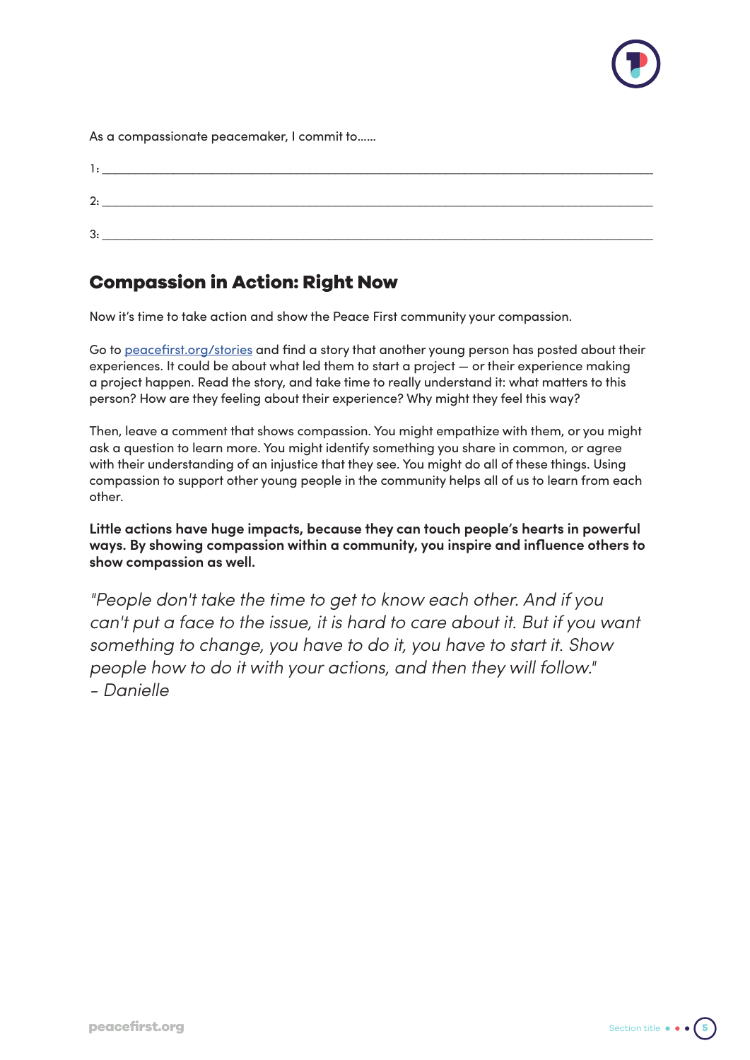As a compassionate peacemaker, I commit to......

1: ___________________________________________________________________________

2: ___________________________________________________________________________

3: ___________________________________________________________________________

## Compassion in Action: Right Now

Now it's time to take action and show the Peace First community your compassion.

Go to [peacefirst.org/stories](peacefirst.org/stories) and find a story that another young person has posted about their experiences. It could be about what led them to start a project — or their experience making a project happen. Read the story, and take time to really understand it: what matters to this person? How are they feeling about their experience? Why might they feel this way?

Then, leave a comment that shows compassion. You might empathize with them, or you might ask a question to learn more. You might identify something you share in common, or agree with their understanding of an injustice that they see. You might do all of these things. Using compassion to support other young people in the community helps all of us to learn from each other.

**Little actions have huge impacts, because they can touch people's hearts in powerful ways. By showing compassion within a community, you inspire and influence others to show compassion as well.**

*"People don't take the time to get to know each other. And if you can't put a face to the issue, it is hard to care about it. But if you want something to change, you have to do it, you have to start it. Show people how to do it with your actions, and then they will follow."*
*- Danielle*